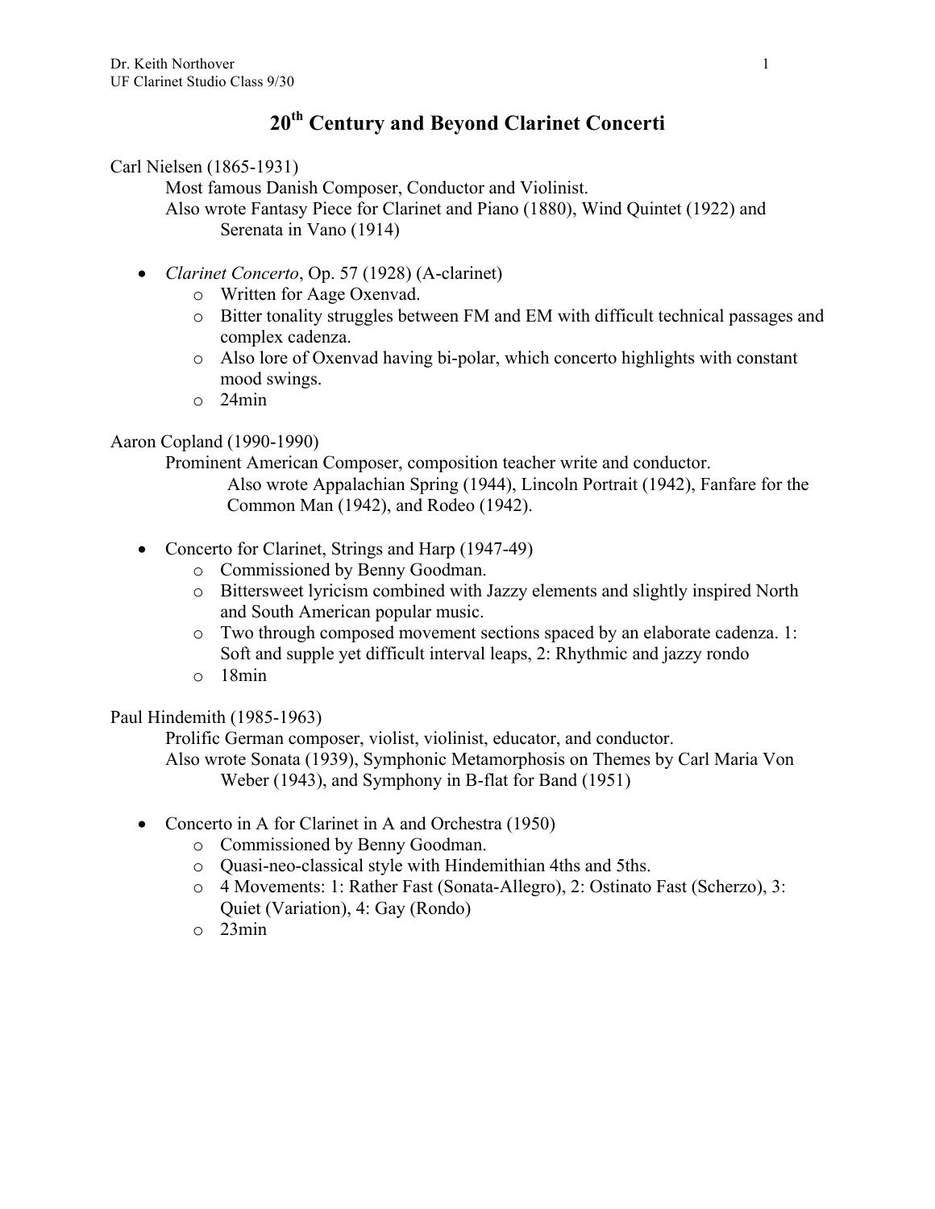# 20th Century and Beyond Clarinet Concerti

Carl Nielsen (1865-1931)

Most famous Danish Composer, Conductor and Violinist.
Also wrote Fantasy Piece for Clarinet and Piano (1880), Wind Quintet (1922) and Serenata in Vano (1914)

- *Clarinet Concerto*, Op. 57 (1928) (A-clarinet)
    - Written for Aage Oxenvad.
    - Bitter tonality struggles between FM and EM with difficult technical passages and complex cadenza.
    - Also lore of Oxenvad having bi-polar, which concerto highlights with constant mood swings.
    - 24min

Aaron Copland (1990-1990)

Prominent American Composer, composition teacher write and conductor.
Also wrote Appalachian Spring (1944), Lincoln Portrait (1942), Fanfare for the Common Man (1942), and Rodeo (1942).

- Concerto for Clarinet, Strings and Harp (1947-49)
    - Commissioned by Benny Goodman.
    - Bittersweet lyricism combined with Jazzy elements and slightly inspired North and South American popular music.
    - Two through composed movement sections spaced by an elaborate cadenza. 1: Soft and supple yet difficult interval leaps, 2: Rhythmic and jazzy rondo
    - 18min

Paul Hindemith (1985-1963)

Prolific German composer, violist, violinist, educator, and conductor.
Also wrote Sonata (1939), Symphonic Metamorphosis on Themes by Carl Maria Von Weber (1943), and Symphony in B-flat for Band (1951)

- Concerto in A for Clarinet in A and Orchestra (1950)
    - Commissioned by Benny Goodman.
    - Quasi-neo-classical style with Hindemithian 4ths and 5ths.
    - 4 Movements: 1: Rather Fast (Sonata-Allegro), 2: Ostinato Fast (Scherzo), 3: Quiet (Variation), 4: Gay (Rondo)
    - 23min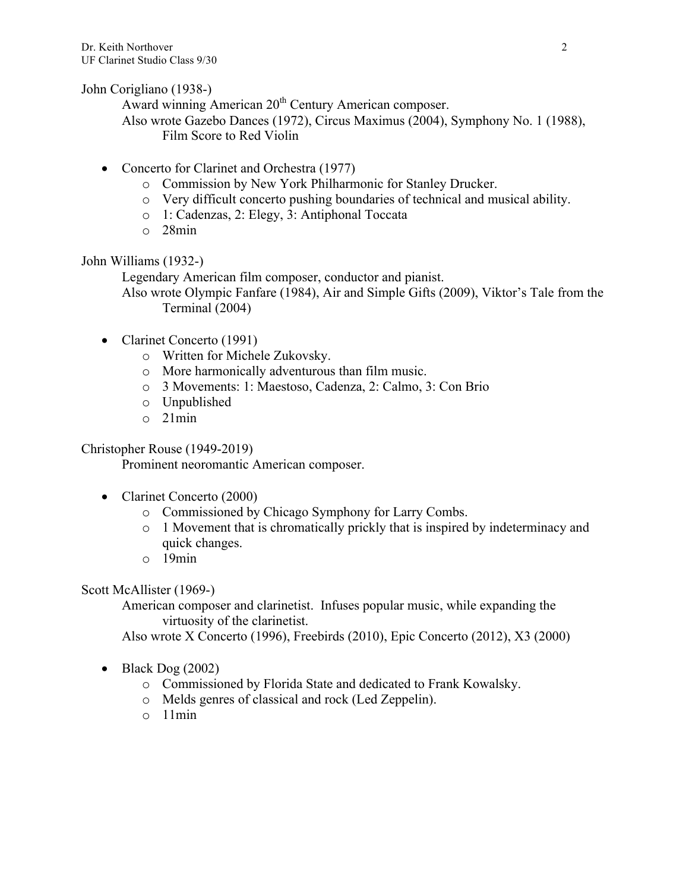John Corigliano (1938-)

Award winning American 20th Century American composer.

Also wrote Gazebo Dances (1972), Circus Maximus (2004), Symphony No. 1 (1988), Film Score to Red Violin

- Concerto for Clarinet and Orchestra (1977)
  - Commission by New York Philharmonic for Stanley Drucker.
  - Very difficult concerto pushing boundaries of technical and musical ability.
  - 1: Cadenzas, 2: Elegy, 3: Antiphonal Toccata
  - 28min

John Williams (1932-)

Legendary American film composer, conductor and pianist.

Also wrote Olympic Fanfare (1984), Air and Simple Gifts (2009), Viktor's Tale from the Terminal (2004)

- Clarinet Concerto (1991)
  - Written for Michele Zukovsky.
  - More harmonically adventurous than film music.
  - 3 Movements: 1: Maestoso, Cadenza, 2: Calmo, 3: Con Brio
  - Unpublished
  - 21min

Christopher Rouse (1949-2019)

Prominent neoromantic American composer.

- Clarinet Concerto (2000)
  - Commissioned by Chicago Symphony for Larry Combs.
  - 1 Movement that is chromatically prickly that is inspired by indeterminacy and quick changes.
  - 19min

Scott McAllister (1969-)

American composer and clarinetist. Infuses popular music, while expanding the virtuosity of the clarinetist.

Also wrote X Concerto (1996), Freebirds (2010), Epic Concerto (2012), X3 (2000)

- Black Dog (2002)
  - Commissioned by Florida State and dedicated to Frank Kowalsky.
  - Melds genres of classical and rock (Led Zeppelin).
  - 11min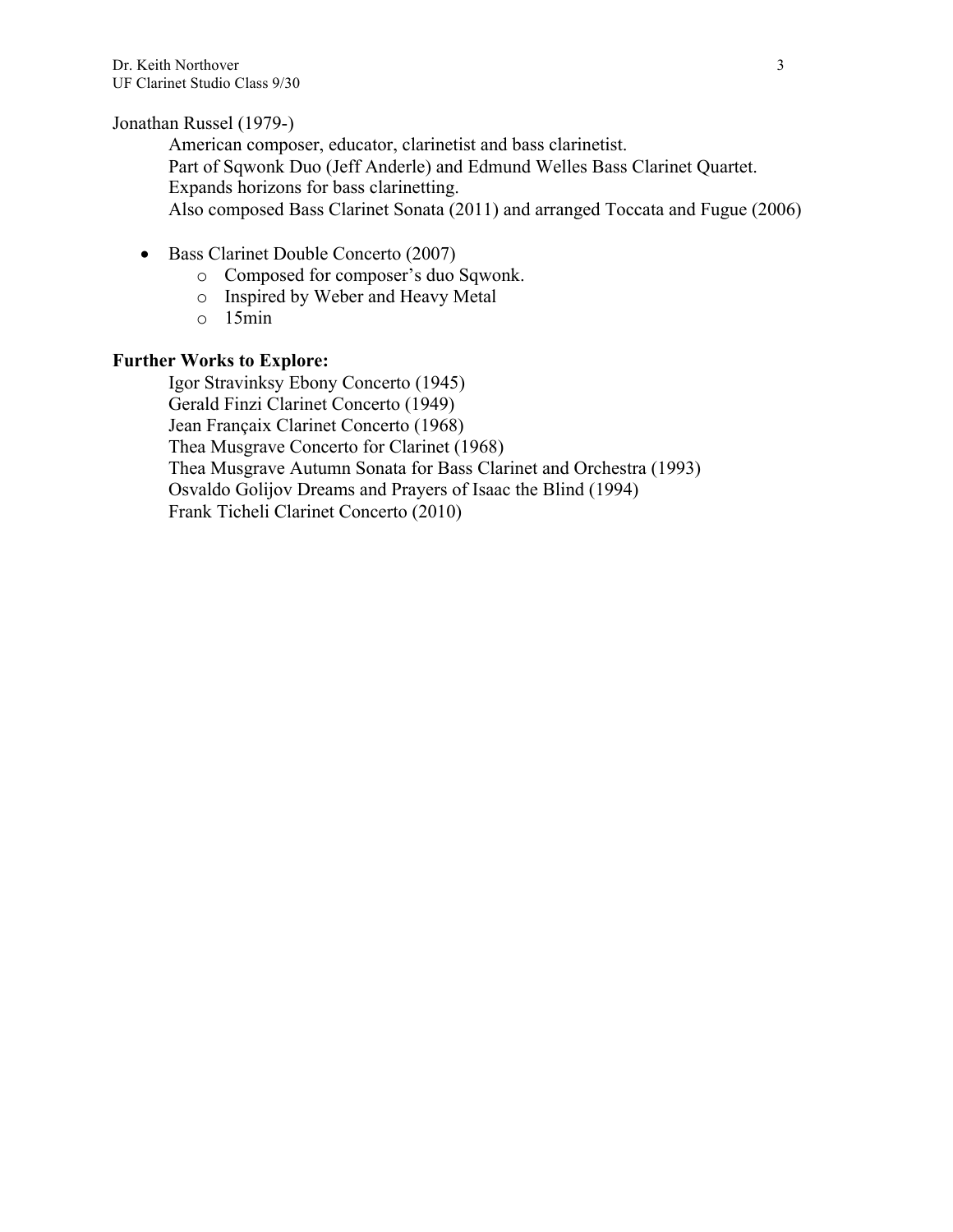Jonathan Russel (1979-)

American composer, educator, clarinetist and bass clarinetist.
Part of Sqwonk Duo (Jeff Anderle) and Edmund Welles Bass Clarinet Quartet.
Expands horizons for bass clarinetting.
Also composed Bass Clarinet Sonata (2011) and arranged Toccata and Fugue (2006)

- Bass Clarinet Double Concerto (2007)
  - Composed for composer's duo Sqwonk.
  - Inspired by Weber and Heavy Metal
  - 15min

**Further Works to Explore:**

Igor Stravinksy Ebony Concerto (1945)
Gerald Finzi Clarinet Concerto (1949)
Jean Françaix Clarinet Concerto (1968)
Thea Musgrave Concerto for Clarinet (1968)
Thea Musgrave Autumn Sonata for Bass Clarinet and Orchestra (1993)
Osvaldo Golijov Dreams and Prayers of Isaac the Blind (1994)
Frank Ticheli Clarinet Concerto (2010)